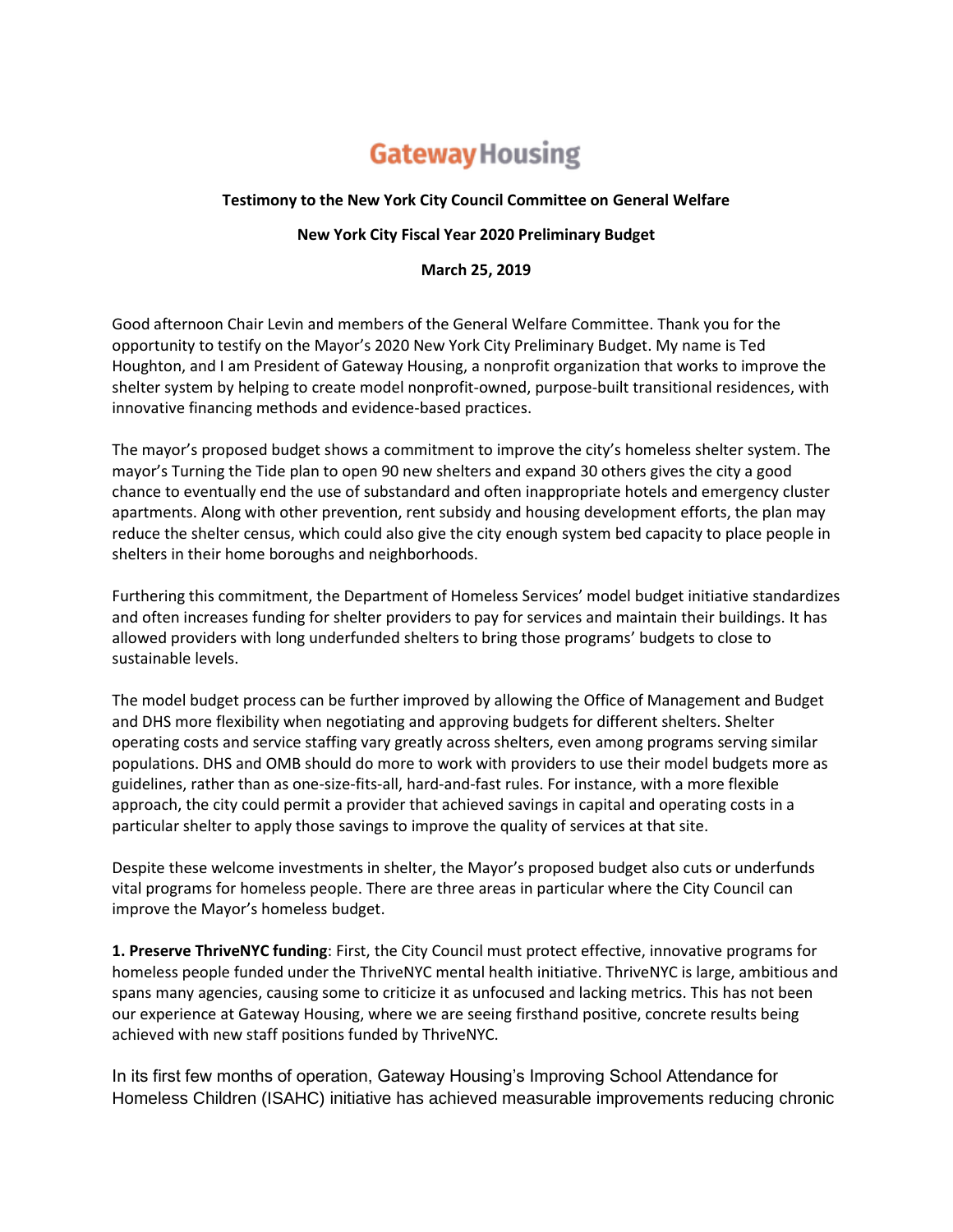# Gateway Housing

**Testimony to the New York City Council Committee on General Welfare**

**New York City Fiscal Year 2020 Preliminary Budget**

**March 25, 2019**

Good afternoon Chair Levin and members of the General Welfare Committee. Thank you for the opportunity to testify on the Mayor's 2020 New York City Preliminary Budget. My name is Ted Houghton, and I am President of Gateway Housing, a nonprofit organization that works to improve the shelter system by helping to create model nonprofit-owned, purpose-built transitional residences, with innovative financing methods and evidence-based practices.

The mayor's proposed budget shows a commitment to improve the city's homeless shelter system. The mayor's Turning the Tide plan to open 90 new shelters and expand 30 others gives the city a good chance to eventually end the use of substandard and often inappropriate hotels and emergency cluster apartments. Along with other prevention, rent subsidy and housing development efforts, the plan may reduce the shelter census, which could also give the city enough system bed capacity to place people in shelters in their home boroughs and neighborhoods.

Furthering this commitment, the Department of Homeless Services' model budget initiative standardizes and often increases funding for shelter providers to pay for services and maintain their buildings. It has allowed providers with long underfunded shelters to bring those programs' budgets to close to sustainable levels.

The model budget process can be further improved by allowing the Office of Management and Budget and DHS more flexibility when negotiating and approving budgets for different shelters. Shelter operating costs and service staffing vary greatly across shelters, even among programs serving similar populations. DHS and OMB should do more to work with providers to use their model budgets more as guidelines, rather than as one-size-fits-all, hard-and-fast rules. For instance, with a more flexible approach, the city could permit a provider that achieved savings in capital and operating costs in a particular shelter to apply those savings to improve the quality of services at that site.

Despite these welcome investments in shelter, the Mayor's proposed budget also cuts or underfunds vital programs for homeless people. There are three areas in particular where the City Council can improve the Mayor's homeless budget.

**1. Preserve ThriveNYC funding**: First, the City Council must protect effective, innovative programs for homeless people funded under the ThriveNYC mental health initiative. ThriveNYC is large, ambitious and spans many agencies, causing some to criticize it as unfocused and lacking metrics. This has not been our experience at Gateway Housing, where we are seeing firsthand positive, concrete results being achieved with new staff positions funded by ThriveNYC.

In its first few months of operation, Gateway Housing's Improving School Attendance for Homeless Children (ISAHC) initiative has achieved measurable improvements reducing chronic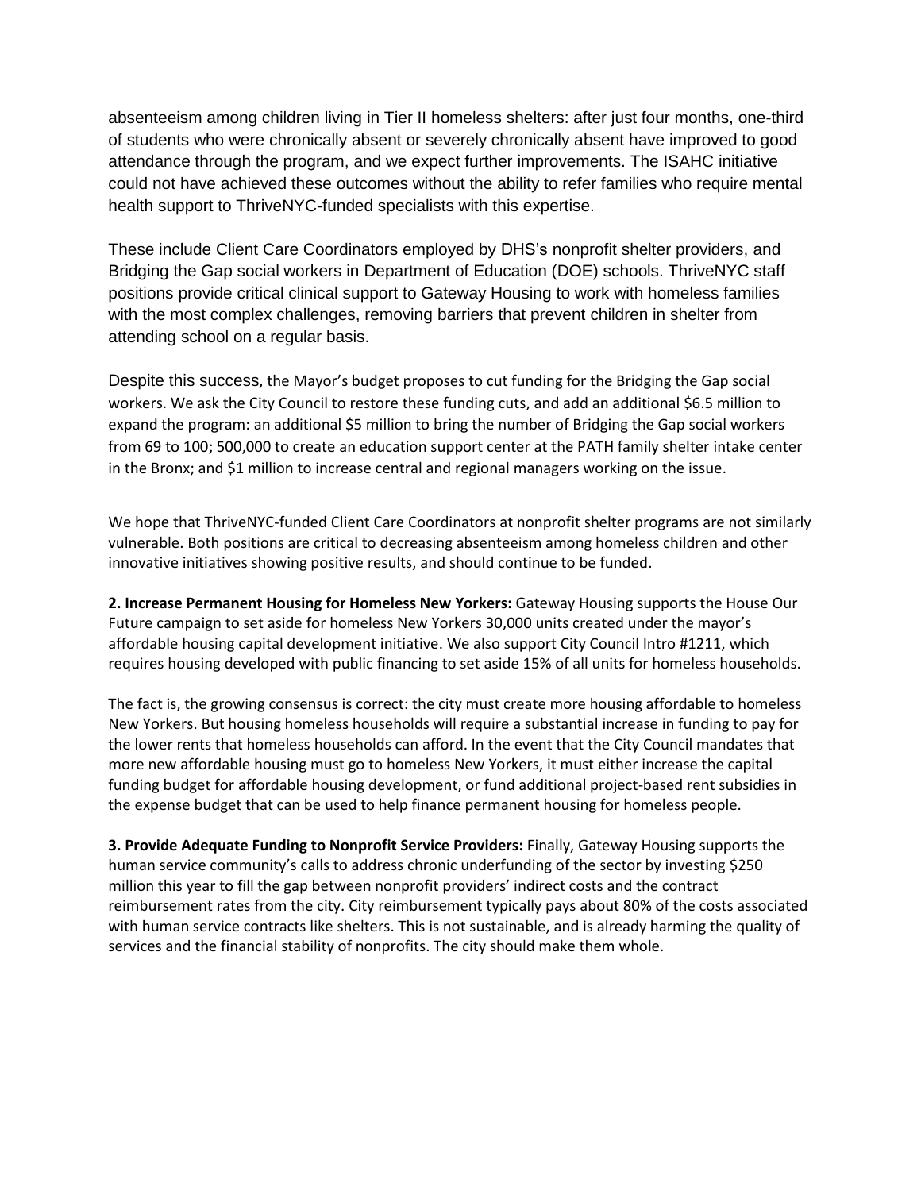absenteeism among children living in Tier II homeless shelters: after just four months, one-third of students who were chronically absent or severely chronically absent have improved to good attendance through the program, and we expect further improvements. The ISAHC initiative could not have achieved these outcomes without the ability to refer families who require mental health support to ThriveNYC-funded specialists with this expertise.

These include Client Care Coordinators employed by DHS's nonprofit shelter providers, and Bridging the Gap social workers in Department of Education (DOE) schools. ThriveNYC staff positions provide critical clinical support to Gateway Housing to work with homeless families with the most complex challenges, removing barriers that prevent children in shelter from attending school on a regular basis.

Despite this success, the Mayor's budget proposes to cut funding for the Bridging the Gap social workers. We ask the City Council to restore these funding cuts, and add an additional $6.5 million to expand the program: an additional $5 million to bring the number of Bridging the Gap social workers from 69 to 100; 500,000 to create an education support center at the PATH family shelter intake center in the Bronx; and $1 million to increase central and regional managers working on the issue.

We hope that ThriveNYC-funded Client Care Coordinators at nonprofit shelter programs are not similarly vulnerable. Both positions are critical to decreasing absenteeism among homeless children and other innovative initiatives showing positive results, and should continue to be funded.

**2. Increase Permanent Housing for Homeless New Yorkers:** Gateway Housing supports the House Our Future campaign to set aside for homeless New Yorkers 30,000 units created under the mayor's affordable housing capital development initiative. We also support City Council Intro #1211, which requires housing developed with public financing to set aside 15% of all units for homeless households.

The fact is, the growing consensus is correct: the city must create more housing affordable to homeless New Yorkers. But housing homeless households will require a substantial increase in funding to pay for the lower rents that homeless households can afford. In the event that the City Council mandates that more new affordable housing must go to homeless New Yorkers, it must either increase the capital funding budget for affordable housing development, or fund additional project-based rent subsidies in the expense budget that can be used to help finance permanent housing for homeless people.

**3. Provide Adequate Funding to Nonprofit Service Providers:** Finally, Gateway Housing supports the human service community's calls to address chronic underfunding of the sector by investing $250 million this year to fill the gap between nonprofit providers' indirect costs and the contract reimbursement rates from the city. City reimbursement typically pays about 80% of the costs associated with human service contracts like shelters. This is not sustainable, and is already harming the quality of services and the financial stability of nonprofits. The city should make them whole.